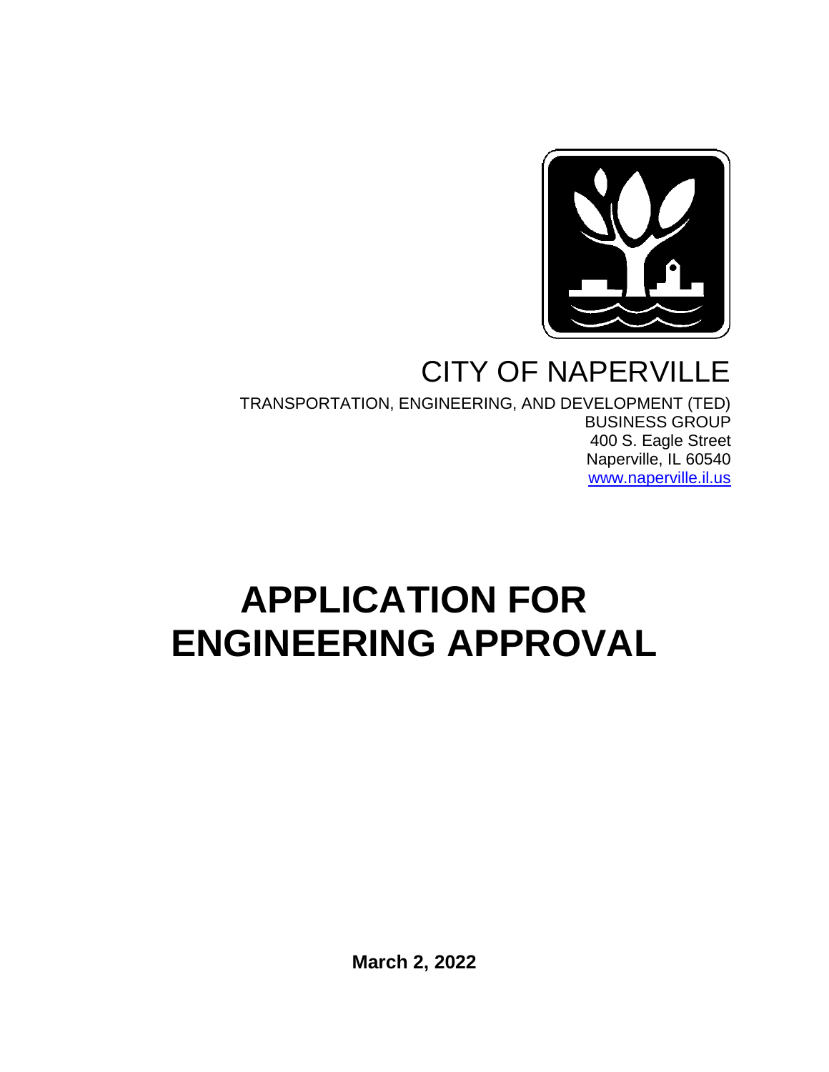CITY OF NAPERVILLE

TRANSPORTATION, ENGINEERING, AND DEVELOPMENT (TED) BUSINESS GROUP
400 S. Eagle Street
Naperville, IL 60540
www.naperville.il.us

# APPLICATION FOR ENGINEERING APPROVAL

**March 2, 2022**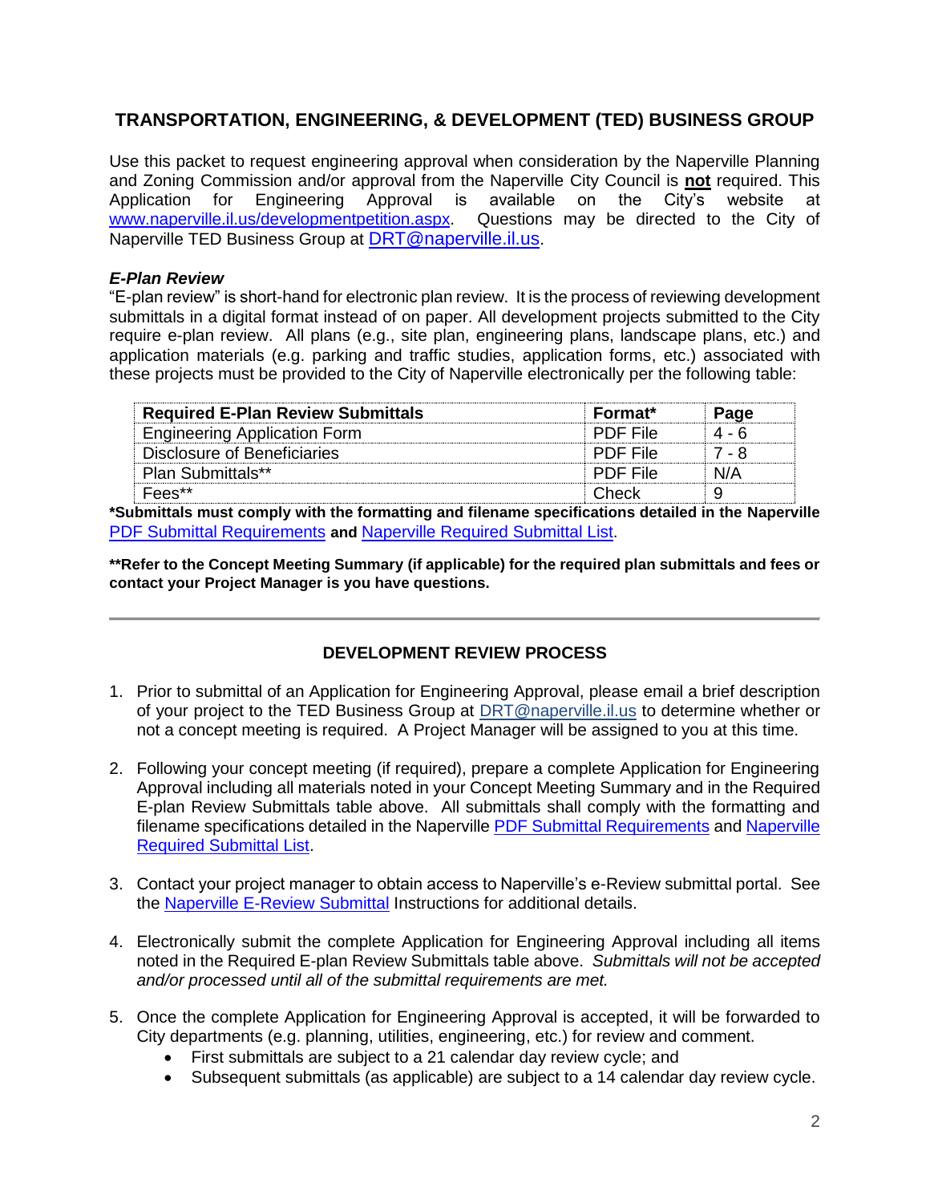## TRANSPORTATION, ENGINEERING, & DEVELOPMENT (TED) BUSINESS GROUP

Use this packet to request engineering approval when consideration by the Naperville Planning and Zoning Commission and/or approval from the Naperville City Council is **not** required. This Application for Engineering Approval is available on the City's website at www.naperville.il.us/developmentpetition.aspx. Questions may be directed to the City of Naperville TED Business Group at DRT@naperville.il.us.

### *E-Plan Review*

"E-plan review" is short-hand for electronic plan review. It is the process of reviewing development submittals in a digital format instead of on paper. All development projects submitted to the City require e-plan review. All plans (e.g., site plan, engineering plans, landscape plans, etc.) and application materials (e.g. parking and traffic studies, application forms, etc.) associated with these projects must be provided to the City of Naperville electronically per the following table:

| Required E-Plan Review Submittals | Format* | Page |
|---|---|---|
| Engineering Application Form | PDF File | 4 - 6 |
| Disclosure of Beneficiaries | PDF File | 7 - 8 |
| Plan Submittals** | PDF File | N/A |
| Fees** | Check | 9 |

**\*Submittals must comply with the formatting and filename specifications detailed in the Naperville** PDF Submittal Requirements **and** Naperville Required Submittal List.

**\*\*Refer to the Concept Meeting Summary (if applicable) for the required plan submittals and fees or contact your Project Manager is you have questions.**

---

## DEVELOPMENT REVIEW PROCESS

1. Prior to submittal of an Application for Engineering Approval, please email a brief description of your project to the TED Business Group at DRT@naperville.il.us to determine whether or not a concept meeting is required. A Project Manager will be assigned to you at this time.

2. Following your concept meeting (if required), prepare a complete Application for Engineering Approval including all materials noted in your Concept Meeting Summary and in the Required E-plan Review Submittals table above. All submittals shall comply with the formatting and filename specifications detailed in the Naperville PDF Submittal Requirements and Naperville Required Submittal List.

3. Contact your project manager to obtain access to Naperville's e-Review submittal portal. See the Naperville E-Review Submittal Instructions for additional details.

4. Electronically submit the complete Application for Engineering Approval including all items noted in the Required E-plan Review Submittals table above. *Submittals will not be accepted and/or processed until all of the submittal requirements are met.*

5. Once the complete Application for Engineering Approval is accepted, it will be forwarded to City departments (e.g. planning, utilities, engineering, etc.) for review and comment.
   - First submittals are subject to a 21 calendar day review cycle; and
   - Subsequent submittals (as applicable) are subject to a 14 calendar day review cycle.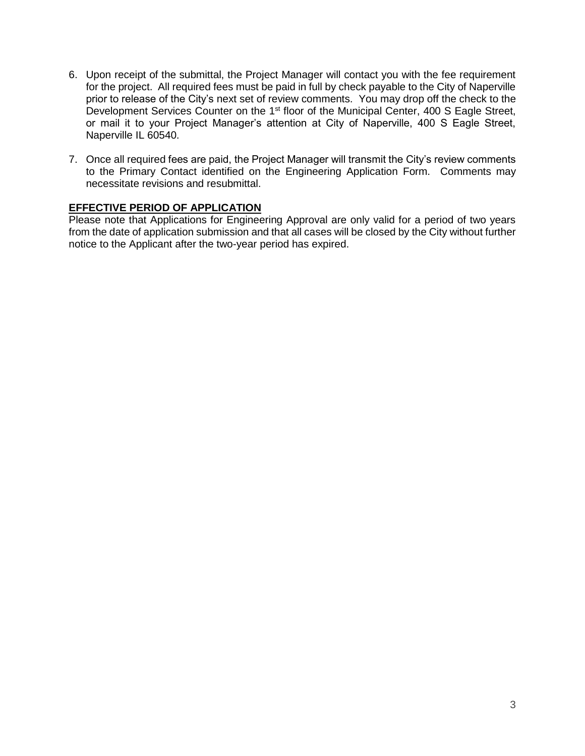6. Upon receipt of the submittal, the Project Manager will contact you with the fee requirement for the project. All required fees must be paid in full by check payable to the City of Naperville prior to release of the City's next set of review comments. You may drop off the check to the Development Services Counter on the 1st floor of the Municipal Center, 400 S Eagle Street, or mail it to your Project Manager's attention at City of Naperville, 400 S Eagle Street, Naperville IL 60540.

7. Once all required fees are paid, the Project Manager will transmit the City's review comments to the Primary Contact identified on the Engineering Application Form. Comments may necessitate revisions and resubmittal.

**EFFECTIVE PERIOD OF APPLICATION**

Please note that Applications for Engineering Approval are only valid for a period of two years from the date of application submission and that all cases will be closed by the City without further notice to the Applicant after the two-year period has expired.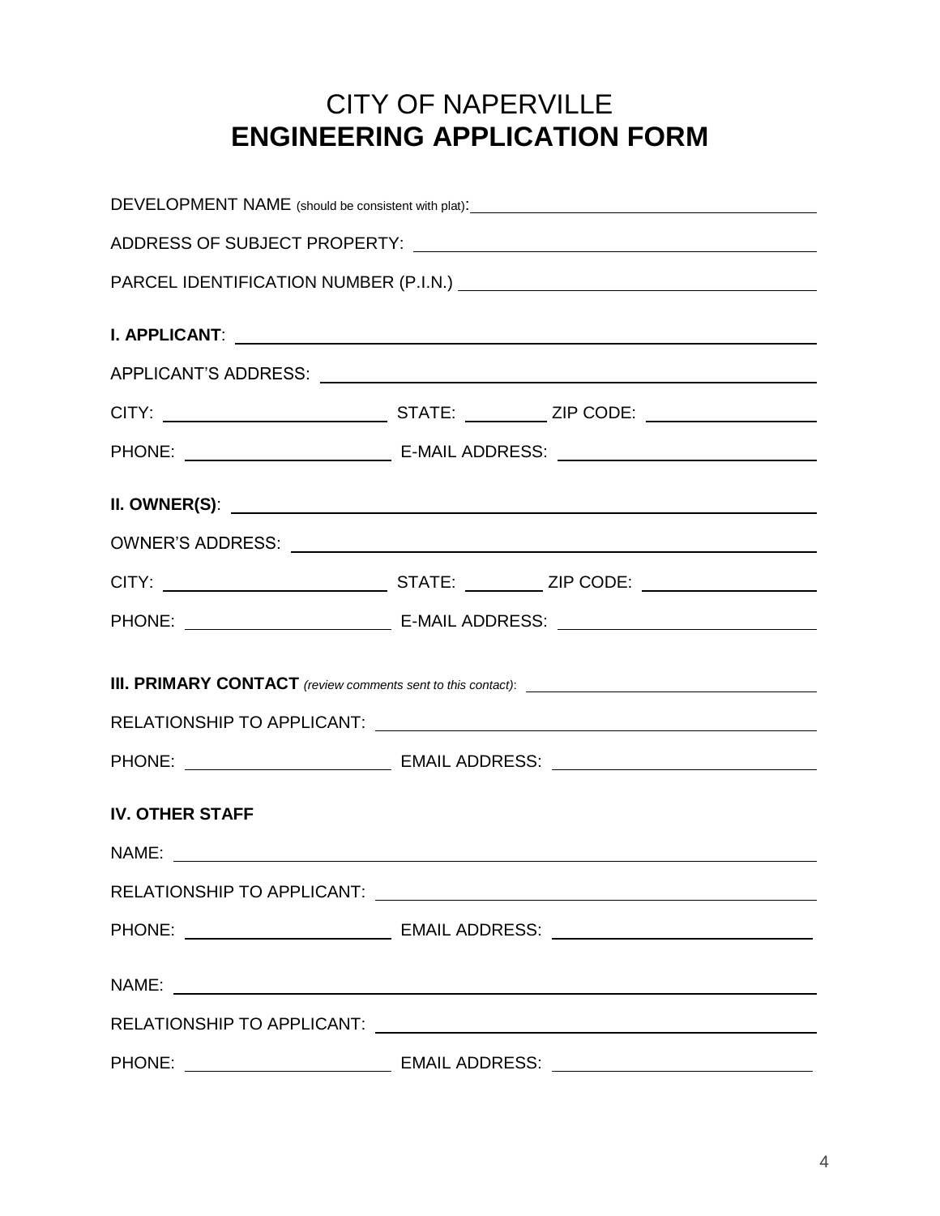# CITY OF NAPERVILLE
# **ENGINEERING APPLICATION FORM**

DEVELOPMENT NAME (should be consistent with plat): ______________________________

ADDRESS OF SUBJECT PROPERTY: ______________________________

PARCEL IDENTIFICATION NUMBER (P.I.N.) ______________________________

**I. APPLICANT**: ______________________________

APPLICANT'S ADDRESS: ______________________________

CITY: ______________ STATE: ________ ZIP CODE: ______________

PHONE: ______________ E-MAIL ADDRESS: ______________

**II. OWNER(S)**: ______________________________

OWNER'S ADDRESS: ______________________________

CITY: ______________ STATE: ________ ZIP CODE: ______________

PHONE: ______________ E-MAIL ADDRESS: ______________

**III. PRIMARY CONTACT** *(review comments sent to this contact)*: ______________________________

RELATIONSHIP TO APPLICANT: ______________________________

PHONE: ______________ EMAIL ADDRESS: ______________

**IV. OTHER STAFF**

NAME: ______________________________

RELATIONSHIP TO APPLICANT: ______________________________

PHONE: ______________ EMAIL ADDRESS: ______________

NAME: ______________________________

RELATIONSHIP TO APPLICANT: ______________________________

PHONE: ______________ EMAIL ADDRESS: ______________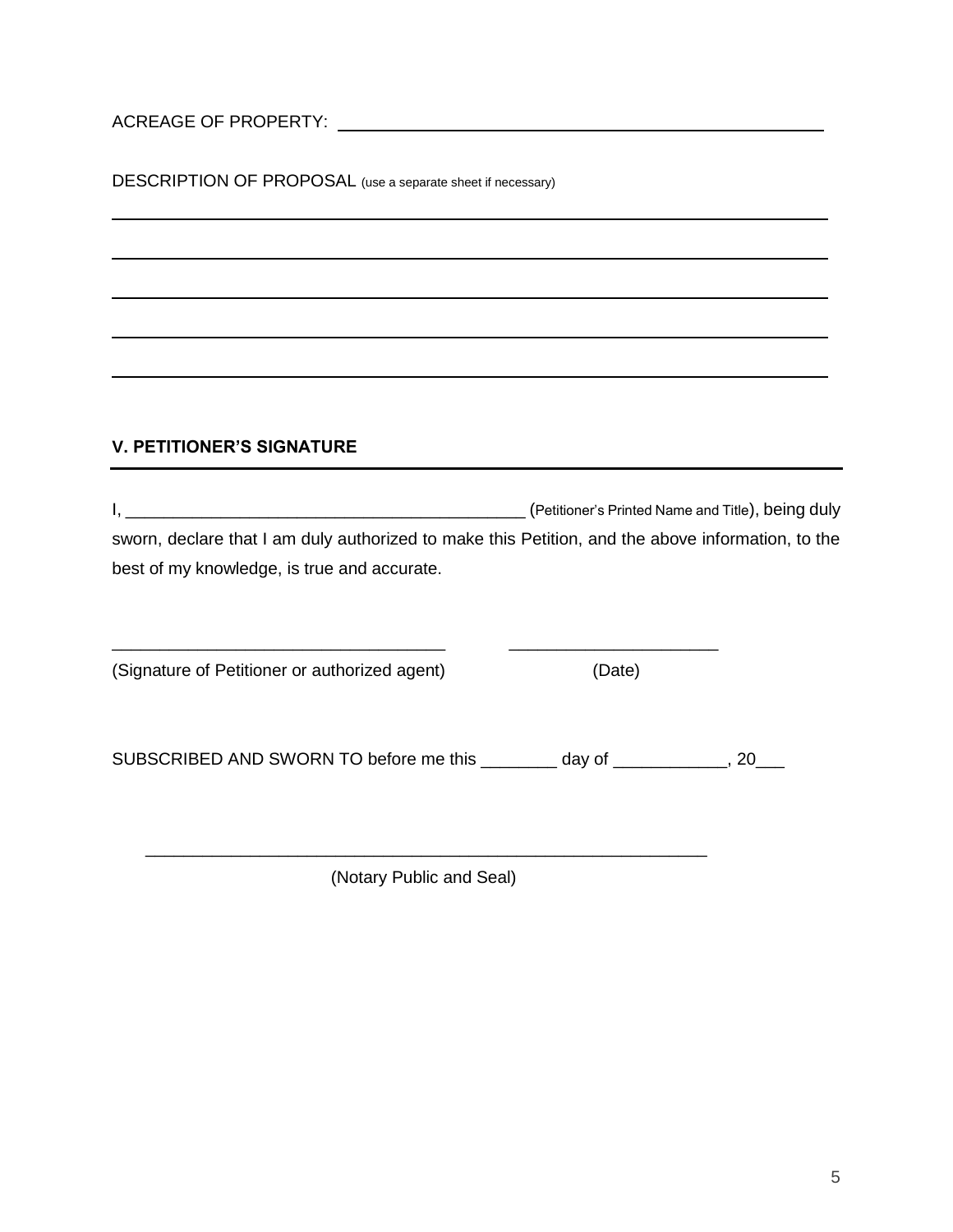ACREAGE OF PROPERTY: ______________________________________________

DESCRIPTION OF PROPOSAL (use a separate sheet if necessary)

______________________________________________________________________

______________________________________________________________________

______________________________________________________________________

______________________________________________________________________

______________________________________________________________________

### V. PETITIONER'S SIGNATURE

I, ___________________________________________ (Petitioner's Printed Name and Title), being duly sworn, declare that I am duly authorized to make this Petition, and the above information, to the best of my knowledge, is true and accurate.

___________________________________ ______________________

(Signature of Petitioner or authorized agent) (Date)

SUBSCRIBED AND SWORN TO before me this ________ day of ____________, 20___

____________________________________________________________

(Notary Public and Seal)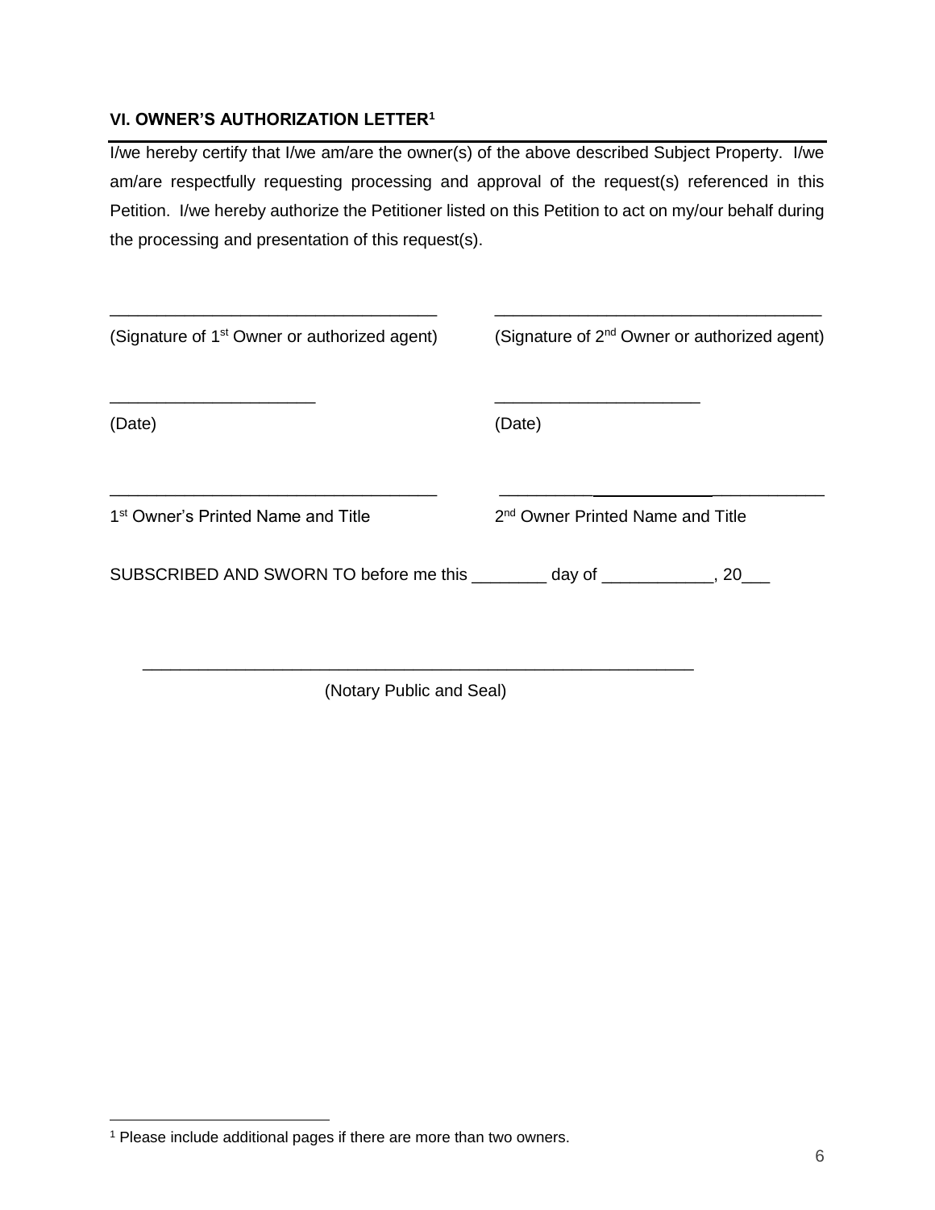### VI. OWNER'S AUTHORIZATION LETTER[1]

I/we hereby certify that I/we am/are the owner(s) of the above described Subject Property. I/we am/are respectfully requesting processing and approval of the request(s) referenced in this Petition. I/we hereby authorize the Petitioner listed on this Petition to act on my/our behalf during the processing and presentation of this request(s).

___________________________________ ___________________________________

(Signature of 1st Owner or authorized agent) (Signature of 2nd Owner or authorized agent)

_____________________ _____________________

(Date) (Date)

___________________________________ ___________________________________

1st Owner's Printed Name and Title 2nd Owner Printed Name and Title

SUBSCRIBED AND SWORN TO before me this ________ day of ____________, 20___

___________________________________________________________

(Notary Public and Seal)

[1] Please include additional pages if there are more than two owners.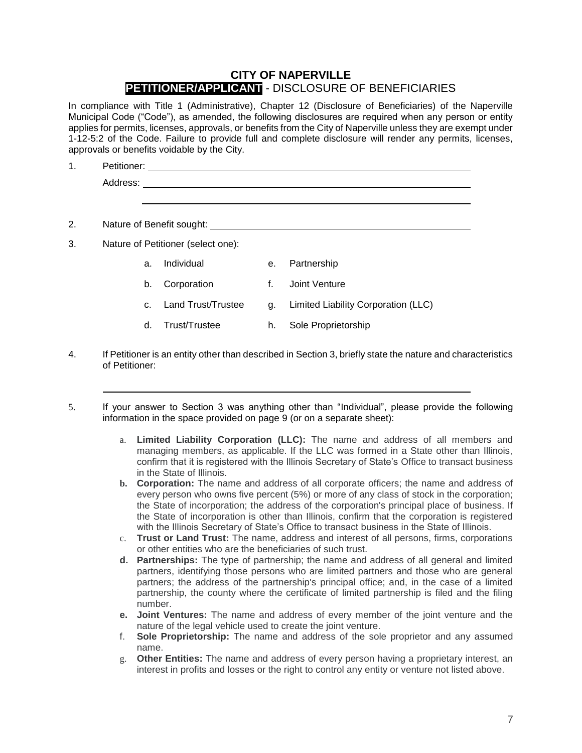# CITY OF NAPERVILLE

## PETITIONER/APPLICANT - DISCLOSURE OF BENEFICIARIES

In compliance with Title 1 (Administrative), Chapter 12 (Disclosure of Beneficiaries) of the Naperville Municipal Code ("Code"), as amended, the following disclosures are required when any person or entity applies for permits, licenses, approvals, or benefits from the City of Naperville unless they are exempt under 1-12-5:2 of the Code. Failure to provide full and complete disclosure will render any permits, licenses, approvals or benefits voidable by the City.

1. Petitioner: ______________________________________________

   Address: ______________________________________________

   ______________________________________________

2. Nature of Benefit sought: ______________________________________________

3. Nature of Petitioner (select one):

   a. Individual
   b. Corporation
   c. Land Trust/Trustee
   d. Trust/Trustee
   e. Partnership
   f. Joint Venture
   g. Limited Liability Corporation (LLC)
   h. Sole Proprietorship

4. If Petitioner is an entity other than described in Section 3, briefly state the nature and characteristics of Petitioner:

   ______________________________________________

5. If your answer to Section 3 was anything other than "Individual", please provide the following information in the space provided on page 9 (or on a separate sheet):

   a. **Limited Liability Corporation (LLC):** The name and address of all members and managing members, as applicable. If the LLC was formed in a State other than Illinois, confirm that it is registered with the Illinois Secretary of State's Office to transact business in the State of Illinois.
   b. **Corporation:** The name and address of all corporate officers; the name and address of every person who owns five percent (5%) or more of any class of stock in the corporation; the State of incorporation; the address of the corporation's principal place of business. If the State of incorporation is other than Illinois, confirm that the corporation is registered with the Illinois Secretary of State's Office to transact business in the State of Illinois.
   c. **Trust or Land Trust:** The name, address and interest of all persons, firms, corporations or other entities who are the beneficiaries of such trust.
   d. **Partnerships:** The type of partnership; the name and address of all general and limited partners, identifying those persons who are limited partners and those who are general partners; the address of the partnership's principal office; and, in the case of a limited partnership, the county where the certificate of limited partnership is filed and the filing number.
   e. **Joint Ventures:** The name and address of every member of the joint venture and the nature of the legal vehicle used to create the joint venture.
   f. **Sole Proprietorship:** The name and address of the sole proprietor and any assumed name.
   g. **Other Entities:** The name and address of every person having a proprietary interest, an interest in profits and losses or the right to control any entity or venture not listed above.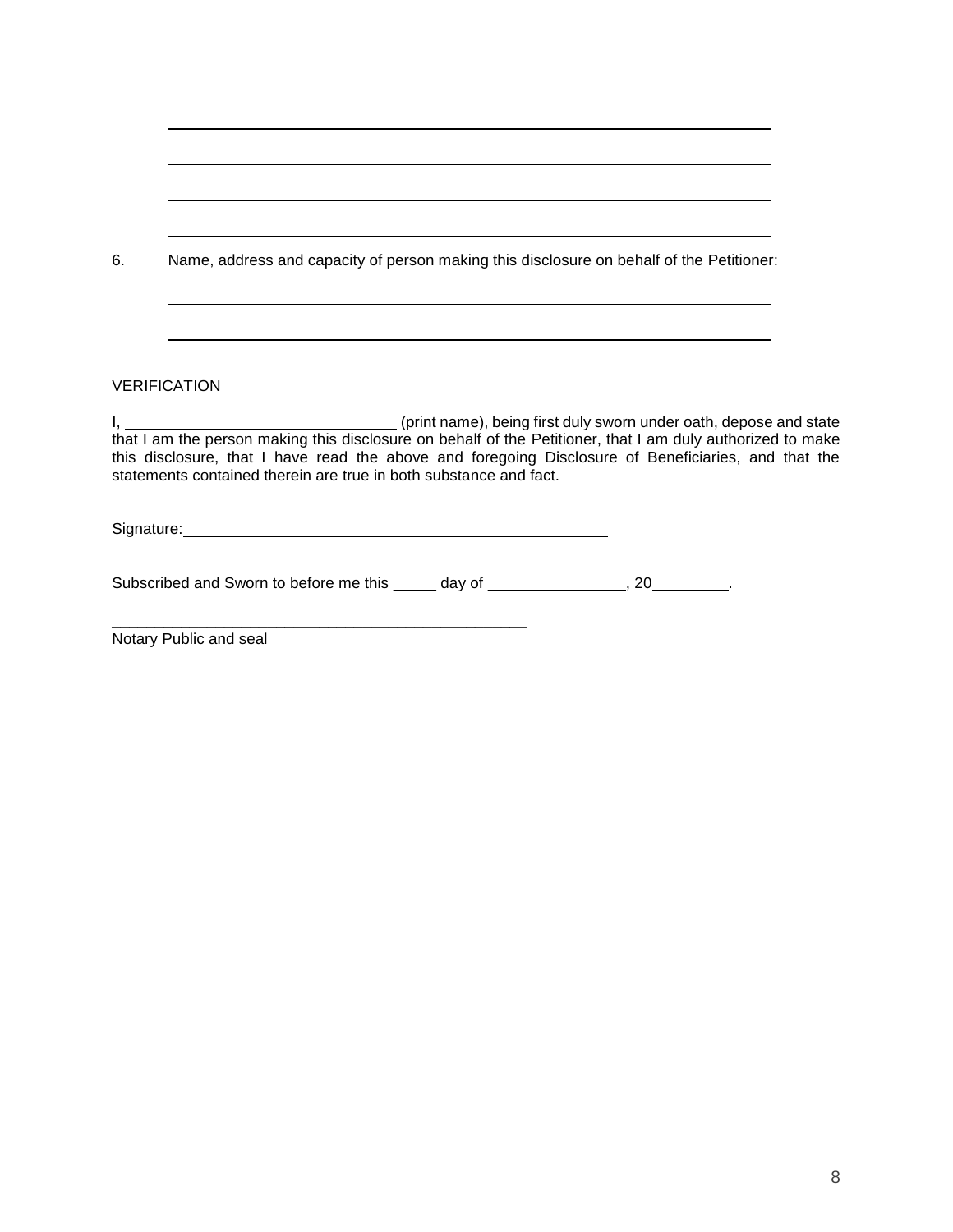\_\_\_\_\_\_\_\_\_\_\_\_\_\_\_\_\_\_\_\_\_\_\_\_\_\_\_\_\_\_\_\_\_\_\_\_\_\_\_\_\_\_\_\_\_\_\_\_\_\_\_\_\_\_\_\_\_\_\_\_

\_\_\_\_\_\_\_\_\_\_\_\_\_\_\_\_\_\_\_\_\_\_\_\_\_\_\_\_\_\_\_\_\_\_\_\_\_\_\_\_\_\_\_\_\_\_\_\_\_\_\_\_\_\_\_\_\_\_\_\_

\_\_\_\_\_\_\_\_\_\_\_\_\_\_\_\_\_\_\_\_\_\_\_\_\_\_\_\_\_\_\_\_\_\_\_\_\_\_\_\_\_\_\_\_\_\_\_\_\_\_\_\_\_\_\_\_\_\_\_\_

\_\_\_\_\_\_\_\_\_\_\_\_\_\_\_\_\_\_\_\_\_\_\_\_\_\_\_\_\_\_\_\_\_\_\_\_\_\_\_\_\_\_\_\_\_\_\_\_\_\_\_\_\_\_\_\_\_\_\_\_

6. Name, address and capacity of person making this disclosure on behalf of the Petitioner:

\_\_\_\_\_\_\_\_\_\_\_\_\_\_\_\_\_\_\_\_\_\_\_\_\_\_\_\_\_\_\_\_\_\_\_\_\_\_\_\_\_\_\_\_\_\_\_\_\_\_\_\_\_\_\_\_\_\_\_\_

\_\_\_\_\_\_\_\_\_\_\_\_\_\_\_\_\_\_\_\_\_\_\_\_\_\_\_\_\_\_\_\_\_\_\_\_\_\_\_\_\_\_\_\_\_\_\_\_\_\_\_\_\_\_\_\_\_\_\_\_

VERIFICATION

I, \_\_\_\_\_\_\_\_\_\_\_\_\_\_\_\_\_\_\_\_\_\_\_\_\_\_\_\_ (print name), being first duly sworn under oath, depose and state that I am the person making this disclosure on behalf of the Petitioner, that I am duly authorized to make this disclosure, that I have read the above and foregoing Disclosure of Beneficiaries, and that the statements contained therein are true in both substance and fact.

Signature:\_\_\_\_\_\_\_\_\_\_\_\_\_\_\_\_\_\_\_\_\_\_\_\_\_\_\_\_\_\_\_\_\_\_\_\_\_\_\_\_\_\_\_\_

Subscribed and Sworn to before me this \_\_\_\_\_ day of \_\_\_\_\_\_\_\_\_\_\_\_\_\_\_\_, 20\_\_\_\_\_\_\_\_.

\_\_\_\_\_\_\_\_\_\_\_\_\_\_\_\_\_\_\_\_\_\_\_\_\_\_\_\_\_\_\_\_\_\_\_\_\_\_\_\_\_\_\_\_\_\_\_\_
Notary Public and seal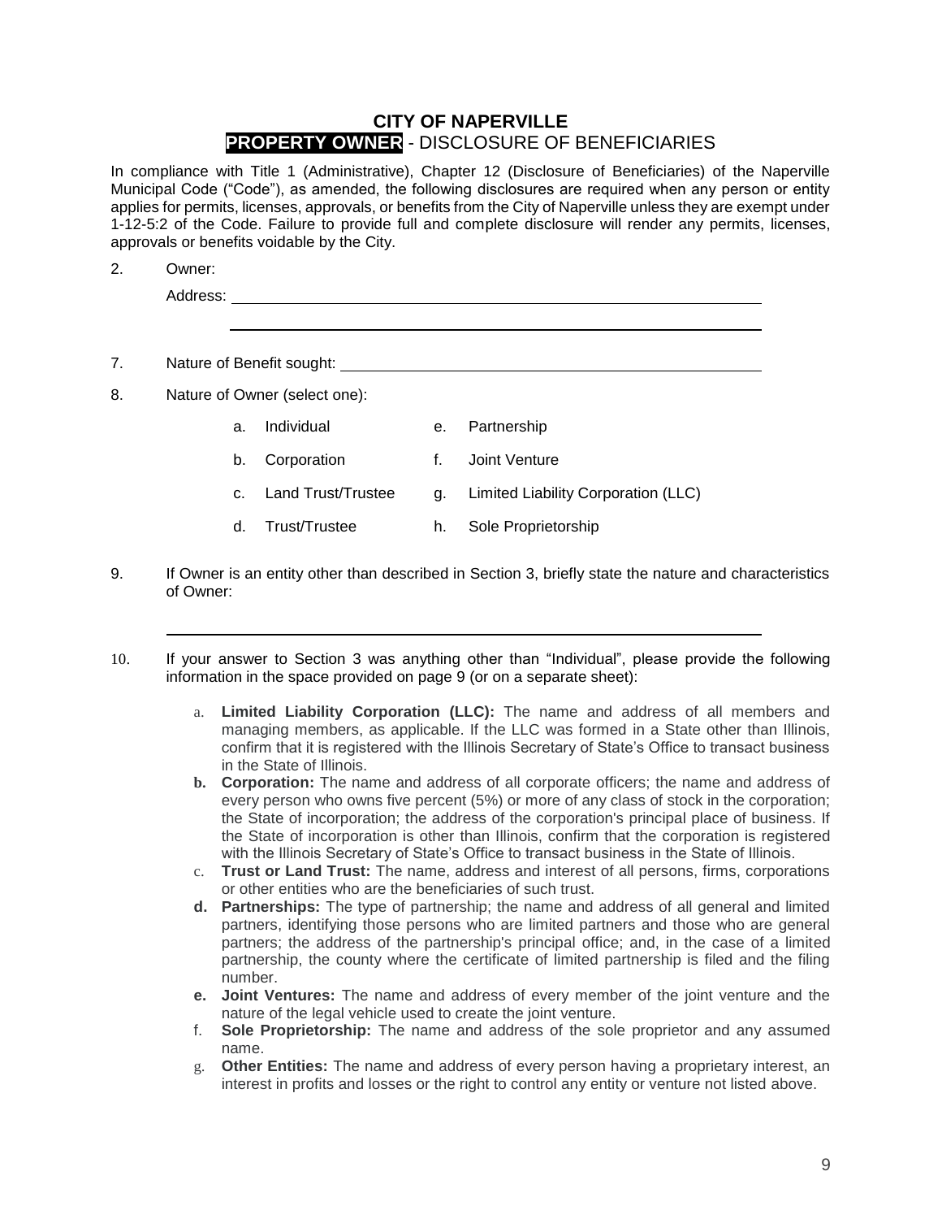## CITY OF NAPERVILLE
## PROPERTY OWNER - DISCLOSURE OF BENEFICIARIES

In compliance with Title 1 (Administrative), Chapter 12 (Disclosure of Beneficiaries) of the Naperville Municipal Code ("Code"), as amended, the following disclosures are required when any person or entity applies for permits, licenses, approvals, or benefits from the City of Naperville unless they are exempt under 1-12-5:2 of the Code. Failure to provide full and complete disclosure will render any permits, licenses, approvals or benefits voidable by the City.

2. Owner:

   Address: ______________________________________________

   ______________________________________________

7. Nature of Benefit sought: ______________________________________________

8. Nature of Owner (select one):

   a. Individual
   b. Corporation
   c. Land Trust/Trustee
   d. Trust/Trustee
   e. Partnership
   f. Joint Venture
   g. Limited Liability Corporation (LLC)
   h. Sole Proprietorship

9. If Owner is an entity other than described in Section 3, briefly state the nature and characteristics of Owner:

   ______________________________________________

10. If your answer to Section 3 was anything other than "Individual", please provide the following information in the space provided on page 9 (or on a separate sheet):

    a. **Limited Liability Corporation (LLC):** The name and address of all members and managing members, as applicable. If the LLC was formed in a State other than Illinois, confirm that it is registered with the Illinois Secretary of State's Office to transact business in the State of Illinois.
    b. **Corporation:** The name and address of all corporate officers; the name and address of every person who owns five percent (5%) or more of any class of stock in the corporation; the State of incorporation; the address of the corporation's principal place of business. If the State of incorporation is other than Illinois, confirm that the corporation is registered with the Illinois Secretary of State's Office to transact business in the State of Illinois.
    c. **Trust or Land Trust:** The name, address and interest of all persons, firms, corporations or other entities who are the beneficiaries of such trust.
    d. **Partnerships:** The type of partnership; the name and address of all general and limited partners, identifying those persons who are limited partners and those who are general partners; the address of the partnership's principal office; and, in the case of a limited partnership, the county where the certificate of limited partnership is filed and the filing number.
    e. **Joint Ventures:** The name and address of every member of the joint venture and the nature of the legal vehicle used to create the joint venture.
    f. **Sole Proprietorship:** The name and address of the sole proprietor and any assumed name.
    g. **Other Entities:** The name and address of every person having a proprietary interest, an interest in profits and losses or the right to control any entity or venture not listed above.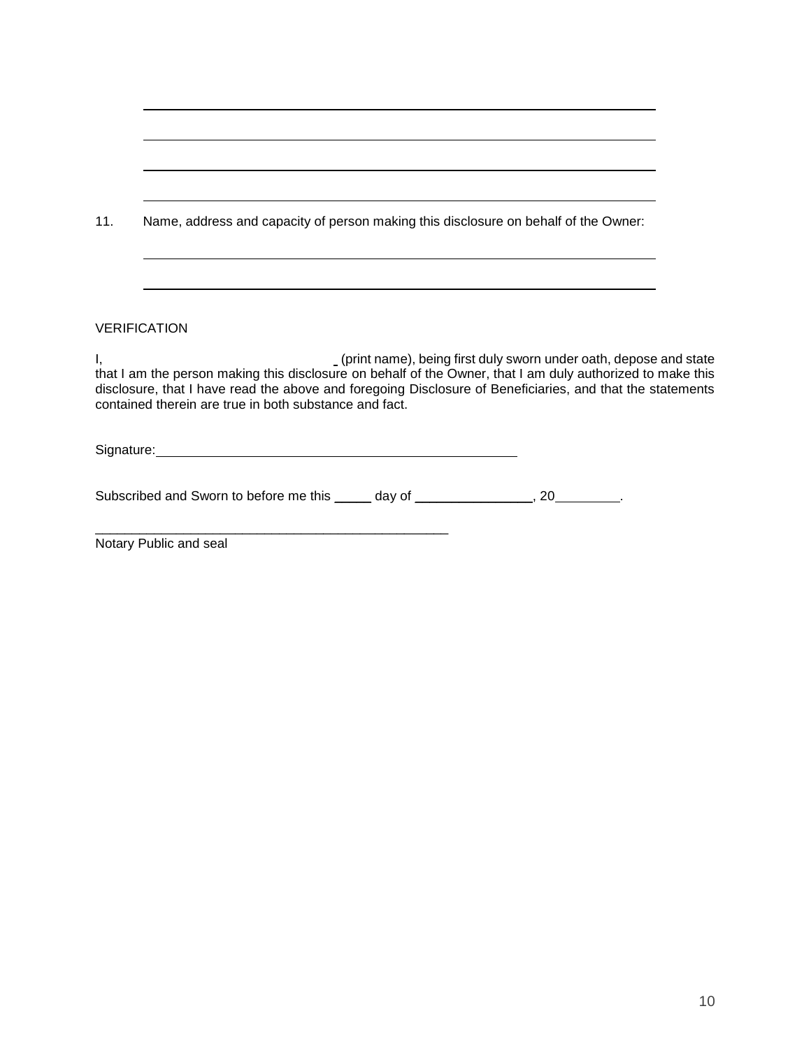\_\_\_\_\_\_\_\_\_\_\_\_\_\_\_\_\_\_\_\_\_\_\_\_\_\_\_\_\_\_\_\_\_\_\_\_\_\_\_\_\_\_\_\_\_\_\_\_\_\_\_\_\_\_\_\_\_\_\_\_

\_\_\_\_\_\_\_\_\_\_\_\_\_\_\_\_\_\_\_\_\_\_\_\_\_\_\_\_\_\_\_\_\_\_\_\_\_\_\_\_\_\_\_\_\_\_\_\_\_\_\_\_\_\_\_\_\_\_\_\_

\_\_\_\_\_\_\_\_\_\_\_\_\_\_\_\_\_\_\_\_\_\_\_\_\_\_\_\_\_\_\_\_\_\_\_\_\_\_\_\_\_\_\_\_\_\_\_\_\_\_\_\_\_\_\_\_\_\_\_\_

\_\_\_\_\_\_\_\_\_\_\_\_\_\_\_\_\_\_\_\_\_\_\_\_\_\_\_\_\_\_\_\_\_\_\_\_\_\_\_\_\_\_\_\_\_\_\_\_\_\_\_\_\_\_\_\_\_\_\_\_

11. Name, address and capacity of person making this disclosure on behalf of the Owner:

\_\_\_\_\_\_\_\_\_\_\_\_\_\_\_\_\_\_\_\_\_\_\_\_\_\_\_\_\_\_\_\_\_\_\_\_\_\_\_\_\_\_\_\_\_\_\_\_\_\_\_\_\_\_\_\_\_\_\_\_

\_\_\_\_\_\_\_\_\_\_\_\_\_\_\_\_\_\_\_\_\_\_\_\_\_\_\_\_\_\_\_\_\_\_\_\_\_\_\_\_\_\_\_\_\_\_\_\_\_\_\_\_\_\_\_\_\_\_\_\_

VERIFICATION

I, \_\_\_\_\_\_\_\_\_\_\_\_\_\_\_\_\_\_\_\_\_\_\_\_\_\_\_\_\_\_\_\_ (print name), being first duly sworn under oath, depose and state that I am the person making this disclosure on behalf of the Owner, that I am duly authorized to make this disclosure, that I have read the above and foregoing Disclosure of Beneficiaries, and that the statements contained therein are true in both substance and fact.

Signature: \_\_\_\_\_\_\_\_\_\_\_\_\_\_\_\_\_\_\_\_\_\_\_\_\_\_\_\_\_\_\_\_\_\_\_\_\_\_\_\_\_\_\_\_

Subscribed and Sworn to before me this \_\_\_\_\_ day of \_\_\_\_\_\_\_\_\_\_\_\_\_\_\_\_, 20\_\_\_\_\_\_\_\_.

\_\_\_\_\_\_\_\_\_\_\_\_\_\_\_\_\_\_\_\_\_\_\_\_\_\_\_\_\_\_\_\_\_\_\_\_\_\_\_\_\_\_\_\_\_\_\_\_\_\_

Notary Public and seal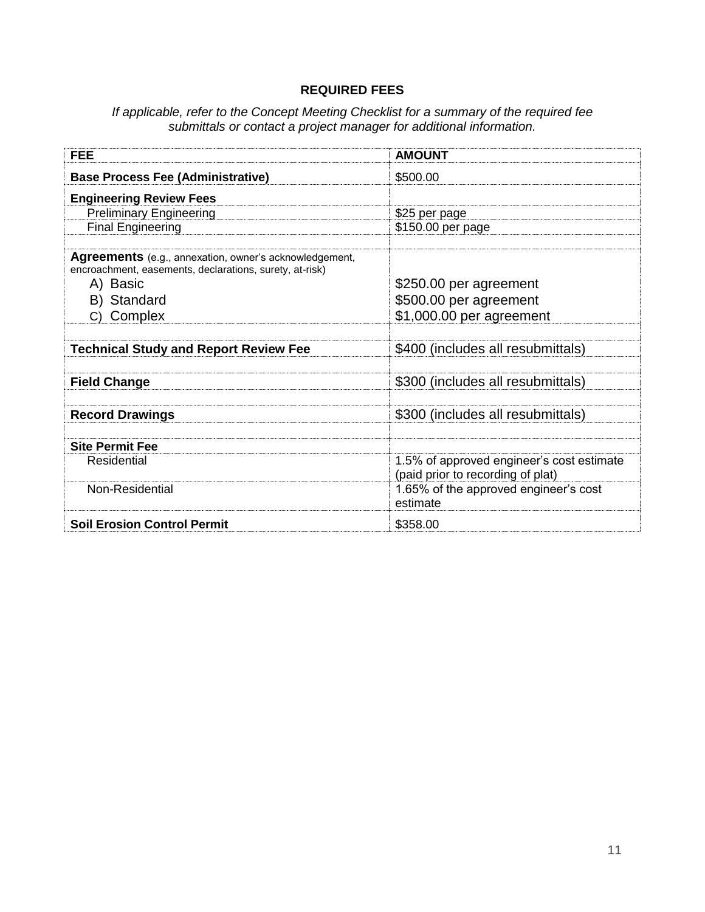## REQUIRED FEES

*If applicable, refer to the Concept Meeting Checklist for a summary of the required fee submittals or contact a project manager for additional information.*

| FEE | AMOUNT |
|---|---|
| **Base Process Fee (Administrative)** | $500.00 |
| **Engineering Review Fees** | |
| Preliminary Engineering | $25 per page |
| Final Engineering | $150.00 per page |
| | |
| **Agreements** (e.g., annexation, owner's acknowledgement, encroachment, easements, declarations, surety, at-risk) | |
| A) Basic | $250.00 per agreement |
| B) Standard | $500.00 per agreement |
| C) Complex | $1,000.00 per agreement |
| | |
| **Technical Study and Report Review Fee** | $400 (includes all resubmittals) |
| | |
| **Field Change** | $300 (includes all resubmittals) |
| | |
| **Record Drawings** | $300 (includes all resubmittals) |
| | |
| **Site Permit Fee** | |
| Residential | 1.5% of approved engineer's cost estimate (paid prior to recording of plat) |
| Non-Residential | 1.65% of the approved engineer's cost estimate |
| **Soil Erosion Control Permit** | $358.00 |